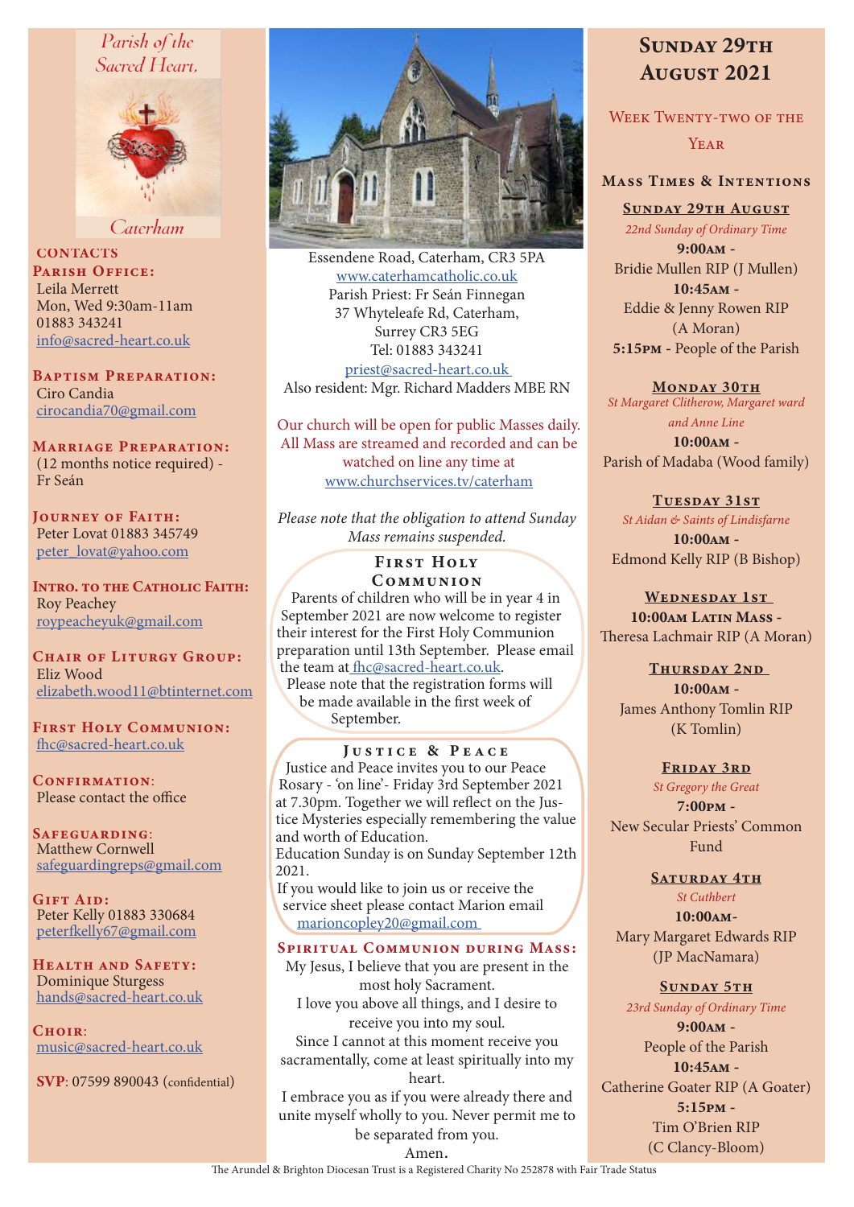Parish of the Sacred Heart, Caterham

## CONTACTS

**Parish Office:**
Leila Merrett
Mon, Wed 9:30am-11am
01883 343241
info@sacred-heart.co.uk

**Baptism Preparation:**
Ciro Candia
cirocandia70@gmail.com

**Marriage Preparation:**
(12 months notice required) - Fr Seán

**Journey of Faith:**
Peter Lovat 01883 345749
peter_lovat@yahoo.com

**Intro. to the Catholic Faith:**
Roy Peachey
roypeacheyuk@gmail.com

**Chair of Liturgy Group:**
Eliz Wood
elizabeth.wood11@btinternet.com

**First Holy Communion:**
fhc@sacred-heart.co.uk

**Confirmation:**
Please contact the office

**Safeguarding:**
Matthew Cornwell
safeguardingreps@gmail.com

**Gift Aid:**
Peter Kelly 01883 330684
peterfkelly67@gmail.com

**Health and Safety:**
Dominique Sturgess
hands@sacred-heart.co.uk

**Choir:**
music@sacred-heart.co.uk

**SVP**: 07599 890043 (confidential)

Essendene Road, Caterham, CR3 5PA
www.caterhamcatholic.co.uk
Parish Priest: Fr Seán Finnegan
37 Whyteleafe Rd, Caterham,
Surrey CR3 5EG
Tel: 01883 343241
priest@sacred-heart.co.uk
Also resident: Mgr. Richard Madders MBE RN

Our church will be open for public Masses daily. All Mass are streamed and recorded and can be watched on line any time at www.churchservices.tv/caterham

*Please note that the obligation to attend Sunday Mass remains suspended.*

## First Holy Communion

Parents of children who will be in year 4 in September 2021 are now welcome to register their interest for the First Holy Communion preparation until 13th September. Please email the team at fhc@sacred-heart.co.uk.
Please note that the registration forms will be made available in the first week of September.

## Justice & Peace

Justice and Peace invites you to our Peace Rosary - 'on line'- Friday 3rd September 2021 at 7.30pm. Together we will reflect on the Justice Mysteries especially remembering the value and worth of Education.
Education Sunday is on Sunday September 12th 2021.
If you would like to join us or receive the service sheet please contact Marion email marioncopley20@gmail.com

## Spiritual Communion during Mass:

My Jesus, I believe that you are present in the most holy Sacrament.
I love you above all things, and I desire to receive you into my soul.
Since I cannot at this moment receive you sacramentally, come at least spiritually into my heart.
I embrace you as if you were already there and unite myself wholly to you. Never permit me to be separated from you.
Amen.

# Sunday 29th August 2021

## Week Twenty-two of the Year

## Mass Times & Intentions

**Sunday 29th August**
*22nd Sunday of Ordinary Time*
**9:00am** -
Bridie Mullen RIP (J Mullen)
**10:45am** -
Eddie & Jenny Rowen RIP (A Moran)
**5:15pm** - People of the Parish

**Monday 30th**
*St Margaret Clitherow, Margaret ward and Anne Line*
**10:00am** -
Parish of Madaba (Wood family)

**Tuesday 31st**
*St Aidan & Saints of Lindisfarne*
**10:00am** -
Edmond Kelly RIP (B Bishop)

**Wednesday 1st**
**10:00am Latin Mass** -
Theresa Lachmair RIP (A Moran)

**Thursday 2nd**
**10:00am** -
James Anthony Tomlin RIP (K Tomlin)

**Friday 3rd**
*St Gregory the Great*
**7:00pm** -
New Secular Priests' Common Fund

**Saturday 4th**
*St Cuthbert*
**10:00am**-
Mary Margaret Edwards RIP (JP MacNamara)

**Sunday 5th**
*23rd Sunday of Ordinary Time*
**9:00am** -
People of the Parish
**10:45am** -
Catherine Goater RIP (A Goater)
**5:15pm** -
Tim O'Brien RIP (C Clancy-Bloom)

The Arundel & Brighton Diocesan Trust is a Registered Charity No 252878 with Fair Trade Status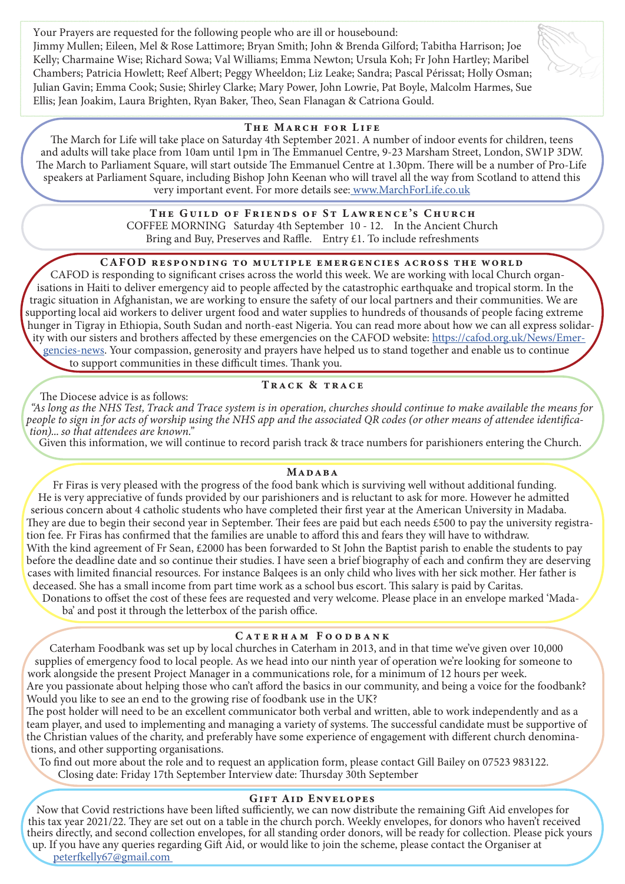Your Prayers are requested for the following people who are ill or housebound:
Jimmy Mullen; Eileen, Mel & Rose Lattimore; Bryan Smith; John & Brenda Gilford; Tabitha Harrison; Joe Kelly; Charmaine Wise; Richard Sowa; Val Williams; Emma Newton; Ursula Koh; Fr John Hartley; Maribel Chambers; Patricia Howlett; Reef Albert; Peggy Wheeldon; Liz Leake; Sandra; Pascal Périssat; Holly Osman; Julian Gavin; Emma Cook; Susie; Shirley Clarke; Mary Power, John Lowrie, Pat Boyle, Malcolm Harmes, Sue Ellis; Jean Joakim, Laura Brighten, Ryan Baker, Theo, Sean Flanagan & Catriona Gould.

## The March for Life

The March for Life will take place on Saturday 4th September 2021. A number of indoor events for children, teens and adults will take place from 10am until 1pm in The Emmanuel Centre, 9-23 Marsham Street, London, SW1P 3DW. The March to Parliament Square, will start outside The Emmanuel Centre at 1.30pm. There will be a number of Pro-Life speakers at Parliament Square, including Bishop John Keenan who will travel all the way from Scotland to attend this very important event. For more details see: www.MarchForLife.co.uk

## The Guild of Friends of St Lawrence's Church

COFFEE MORNING Saturday 4th September 10 - 12. In the Ancient Church
Bring and Buy, Preserves and Raffle. Entry £1. To include refreshments

## CAFOD responding to multiple emergencies across the world

CAFOD is responding to significant crises across the world this week. We are working with local Church organisations in Haiti to deliver emergency aid to people affected by the catastrophic earthquake and tropical storm. In the tragic situation in Afghanistan, we are working to ensure the safety of our local partners and their communities. We are supporting local aid workers to deliver urgent food and water supplies to hundreds of thousands of people facing extreme hunger in Tigray in Ethiopia, South Sudan and north-east Nigeria. You can read more about how we can all express solidarity with our sisters and brothers affected by these emergencies on the CAFOD website: https://cafod.org.uk/News/Emergencies-news. Your compassion, generosity and prayers have helped us to stand together and enable us to continue to support communities in these difficult times. Thank you.

## Track & trace

The Diocese advice is as follows:
*"As long as the NHS Test, Track and Trace system is in operation, churches should continue to make available the means for people to sign in for acts of worship using the NHS app and the associated QR codes (or other means of attendee identification)... so that attendees are known."*
Given this information, we will continue to record parish track & trace numbers for parishioners entering the Church.

## Madaba

Fr Firas is very pleased with the progress of the food bank which is surviving well without additional funding. He is very appreciative of funds provided by our parishioners and is reluctant to ask for more. However he admitted serious concern about 4 catholic students who have completed their first year at the American University in Madaba. They are due to begin their second year in September. Their fees are paid but each needs £500 to pay the university registration fee. Fr Firas has confirmed that the families are unable to afford this and fears they will have to withdraw.
With the kind agreement of Fr Sean, £2000 has been forwarded to St John the Baptist parish to enable the students to pay before the deadline date and so continue their studies. I have seen a brief biography of each and confirm they are deserving cases with limited financial resources. For instance Balqees is an only child who lives with her sick mother. Her father is deceased. She has a small income from part time work as a school bus escort. This salary is paid by Caritas.
Donations to offset the cost of these fees are requested and very welcome. Please place in an envelope marked 'Madaba' and post it through the letterbox of the parish office.

## Caterham Foodbank

Caterham Foodbank was set up by local churches in Caterham in 2013, and in that time we've given over 10,000 supplies of emergency food to local people. As we head into our ninth year of operation we're looking for someone to work alongside the present Project Manager in a communications role, for a minimum of 12 hours per week.
Are you passionate about helping those who can't afford the basics in our community, and being a voice for the foodbank? Would you like to see an end to the growing rise of foodbank use in the UK?
The post holder will need to be an excellent communicator both verbal and written, able to work independently and as a team player, and used to implementing and managing a variety of systems. The successful candidate must be supportive of the Christian values of the charity, and preferably have some experience of engagement with different church denominations, and other supporting organisations.
To find out more about the role and to request an application form, please contact Gill Bailey on 07523 983122.
Closing date: Friday 17th September Interview date: Thursday 30th September

## Gift Aid Envelopes

Now that Covid restrictions have been lifted sufficiently, we can now distribute the remaining Gift Aid envelopes for this tax year 2021/22. They are set out on a table in the church porch. Weekly envelopes, for donors who haven't received theirs directly, and second collection envelopes, for all standing order donors, will be ready for collection. Please pick yours up. If you have any queries regarding Gift Aid, or would like to join the scheme, please contact the Organiser at peterfkelly67@gmail.com